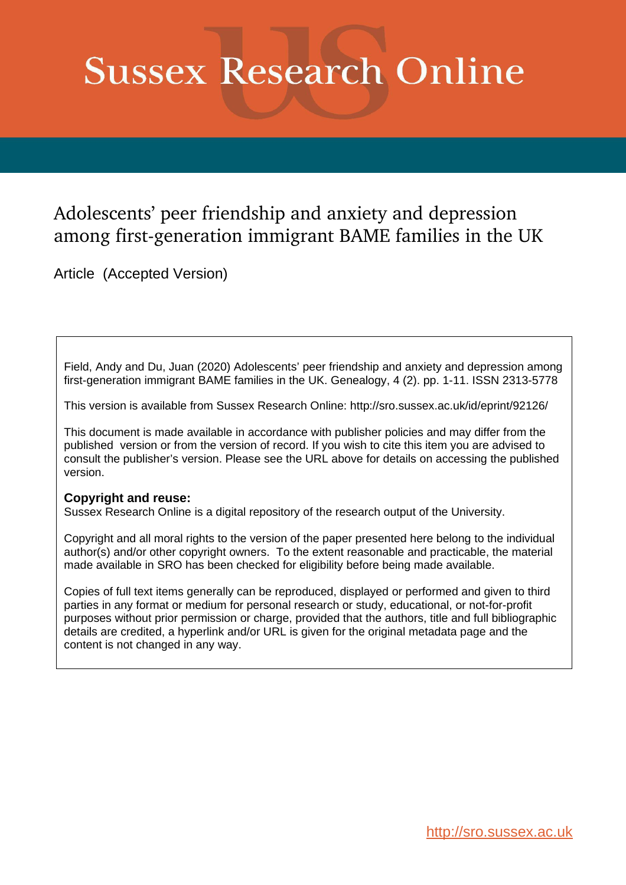# Sussex Research Online

## Adolescents' peer friendship and anxiety and depression among first-generation immigrant BAME families in the UK

Article (Accepted Version)

Field, Andy and Du, Juan (2020) Adolescents' peer friendship and anxiety and depression among first-generation immigrant BAME families in the UK. Genealogy, 4 (2). pp. 1-11. ISSN 2313-5778

This version is available from Sussex Research Online: http://sro.sussex.ac.uk/id/eprint/92126/

This document is made available in accordance with publisher policies and may differ from the published version or from the version of record. If you wish to cite this item you are advised to consult the publisher's version. Please see the URL above for details on accessing the published version.

**Copyright and reuse:**
Sussex Research Online is a digital repository of the research output of the University.

Copyright and all moral rights to the version of the paper presented here belong to the individual author(s) and/or other copyright owners. To the extent reasonable and practicable, the material made available in SRO has been checked for eligibility before being made available.

Copies of full text items generally can be reproduced, displayed or performed and given to third parties in any format or medium for personal research or study, educational, or not-for-profit purposes without prior permission or charge, provided that the authors, title and full bibliographic details are credited, a hyperlink and/or URL is given for the original metadata page and the content is not changed in any way.

http://sro.sussex.ac.uk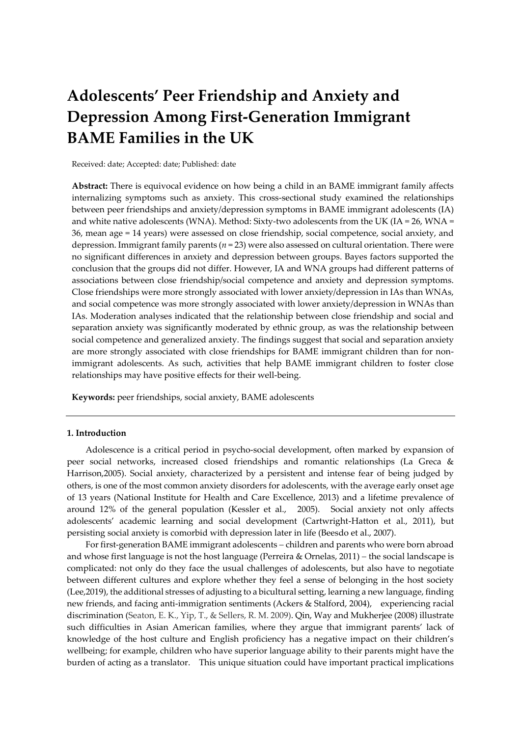# Adolescents' Peer Friendship and Anxiety and Depression Among First-Generation Immigrant BAME Families in the UK

Received: date; Accepted: date; Published: date

**Abstract:** There is equivocal evidence on how being a child in an BAME immigrant family affects internalizing symptoms such as anxiety. This cross-sectional study examined the relationships between peer friendships and anxiety/depression symptoms in BAME immigrant adolescents (IA) and white native adolescents (WNA). Method: Sixty-two adolescents from the UK (IA = 26, WNA = 36, mean age = 14 years) were assessed on close friendship, social competence, social anxiety, and depression. Immigrant family parents (*n* = 23) were also assessed on cultural orientation. There were no significant differences in anxiety and depression between groups. Bayes factors supported the conclusion that the groups did not differ. However, IA and WNA groups had different patterns of associations between close friendship/social competence and anxiety and depression symptoms. Close friendships were more strongly associated with lower anxiety/depression in IAs than WNAs, and social competence was more strongly associated with lower anxiety/depression in WNAs than IAs. Moderation analyses indicated that the relationship between close friendship and social and separation anxiety was significantly moderated by ethnic group, as was the relationship between social competence and generalized anxiety. The findings suggest that social and separation anxiety are more strongly associated with close friendships for BAME immigrant children than for non-immigrant adolescents. As such, activities that help BAME immigrant children to foster close relationships may have positive effects for their well-being.

**Keywords:** peer friendships, social anxiety, BAME adolescents

---

## 1. Introduction

Adolescence is a critical period in psycho-social development, often marked by expansion of peer social networks, increased closed friendships and romantic relationships (La Greca & Harrison,2005). Social anxiety, characterized by a persistent and intense fear of being judged by others, is one of the most common anxiety disorders for adolescents, with the average early onset age of 13 years (National Institute for Health and Care Excellence, 2013) and a lifetime prevalence of around 12% of the general population (Kessler et al., 2005). Social anxiety not only affects adolescents' academic learning and social development (Cartwright-Hatton et al., 2011), but persisting social anxiety is comorbid with depression later in life (Beesdo et al., 2007).

For first-generation BAME immigrant adolescents – children and parents who were born abroad and whose first language is not the host language (Perreira & Ornelas, 2011) – the social landscape is complicated: not only do they face the usual challenges of adolescents, but also have to negotiate between different cultures and explore whether they feel a sense of belonging in the host society (Lee,2019), the additional stresses of adjusting to a bicultural setting, learning a new language, finding new friends, and facing anti-immigration sentiments (Ackers & Stalford, 2004), experiencing racial discrimination (Seaton, E. K., Yip, T., & Sellers, R. M. 2009). Qin, Way and Mukherjee (2008) illustrate such difficulties in Asian American families, where they argue that immigrant parents' lack of knowledge of the host culture and English proficiency has a negative impact on their children's wellbeing; for example, children who have superior language ability to their parents might have the burden of acting as a translator. This unique situation could have important practical implications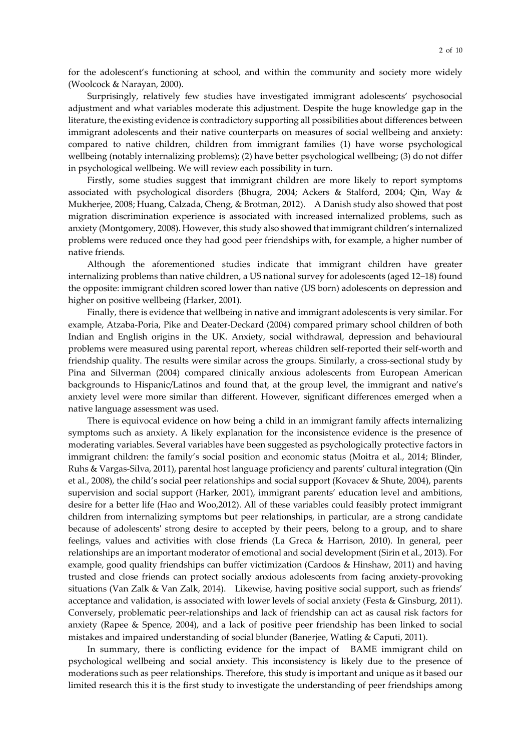for the adolescent's functioning at school, and within the community and society more widely (Woolcock & Narayan, 2000).

Surprisingly, relatively few studies have investigated immigrant adolescents' psychosocial adjustment and what variables moderate this adjustment. Despite the huge knowledge gap in the literature, the existing evidence is contradictory supporting all possibilities about differences between immigrant adolescents and their native counterparts on measures of social wellbeing and anxiety: compared to native children, children from immigrant families (1) have worse psychological wellbeing (notably internalizing problems); (2) have better psychological wellbeing; (3) do not differ in psychological wellbeing. We will review each possibility in turn.

Firstly, some studies suggest that immigrant children are more likely to report symptoms associated with psychological disorders (Bhugra, 2004; Ackers & Stalford, 2004; Qin, Way & Mukherjee, 2008; Huang, Calzada, Cheng, & Brotman, 2012). A Danish study also showed that post migration discrimination experience is associated with increased internalized problems, such as anxiety (Montgomery, 2008). However, this study also showed that immigrant children's internalized problems were reduced once they had good peer friendships with, for example, a higher number of native friends.

Although the aforementioned studies indicate that immigrant children have greater internalizing problems than native children, a US national survey for adolescents (aged 12–18) found the opposite: immigrant children scored lower than native (US born) adolescents on depression and higher on positive wellbeing (Harker, 2001).

Finally, there is evidence that wellbeing in native and immigrant adolescents is very similar. For example, Atzaba-Poria, Pike and Deater-Deckard (2004) compared primary school children of both Indian and English origins in the UK. Anxiety, social withdrawal, depression and behavioural problems were measured using parental report, whereas children self-reported their self-worth and friendship quality. The results were similar across the groups. Similarly, a cross-sectional study by Pina and Silverman (2004) compared clinically anxious adolescents from European American backgrounds to Hispanic/Latinos and found that, at the group level, the immigrant and native's anxiety level were more similar than different. However, significant differences emerged when a native language assessment was used.

There is equivocal evidence on how being a child in an immigrant family affects internalizing symptoms such as anxiety. A likely explanation for the inconsistence evidence is the presence of moderating variables. Several variables have been suggested as psychologically protective factors in immigrant children: the family's social position and economic status (Moitra et al., 2014; Blinder, Ruhs & Vargas-Silva, 2011), parental host language proficiency and parents' cultural integration (Qin et al., 2008), the child's social peer relationships and social support (Kovacev & Shute, 2004), parents supervision and social support (Harker, 2001), immigrant parents' education level and ambitions, desire for a better life (Hao and Woo,2012). All of these variables could feasibly protect immigrant children from internalizing symptoms but peer relationships, in particular, are a strong candidate because of adolescents' strong desire to accepted by their peers, belong to a group, and to share feelings, values and activities with close friends (La Greca & Harrison, 2010). In general, peer relationships are an important moderator of emotional and social development (Sirin et al., 2013). For example, good quality friendships can buffer victimization (Cardoos & Hinshaw, 2011) and having trusted and close friends can protect socially anxious adolescents from facing anxiety-provoking situations (Van Zalk & Van Zalk, 2014). Likewise, having positive social support, such as friends' acceptance and validation, is associated with lower levels of social anxiety (Festa & Ginsburg, 2011). Conversely, problematic peer-relationships and lack of friendship can act as causal risk factors for anxiety (Rapee & Spence, 2004), and a lack of positive peer friendship has been linked to social mistakes and impaired understanding of social blunder (Banerjee, Watling & Caputi, 2011).

In summary, there is conflicting evidence for the impact of BAME immigrant child on psychological wellbeing and social anxiety. This inconsistency is likely due to the presence of moderations such as peer relationships. Therefore, this study is important and unique as it based our limited research this it is the first study to investigate the understanding of peer friendships among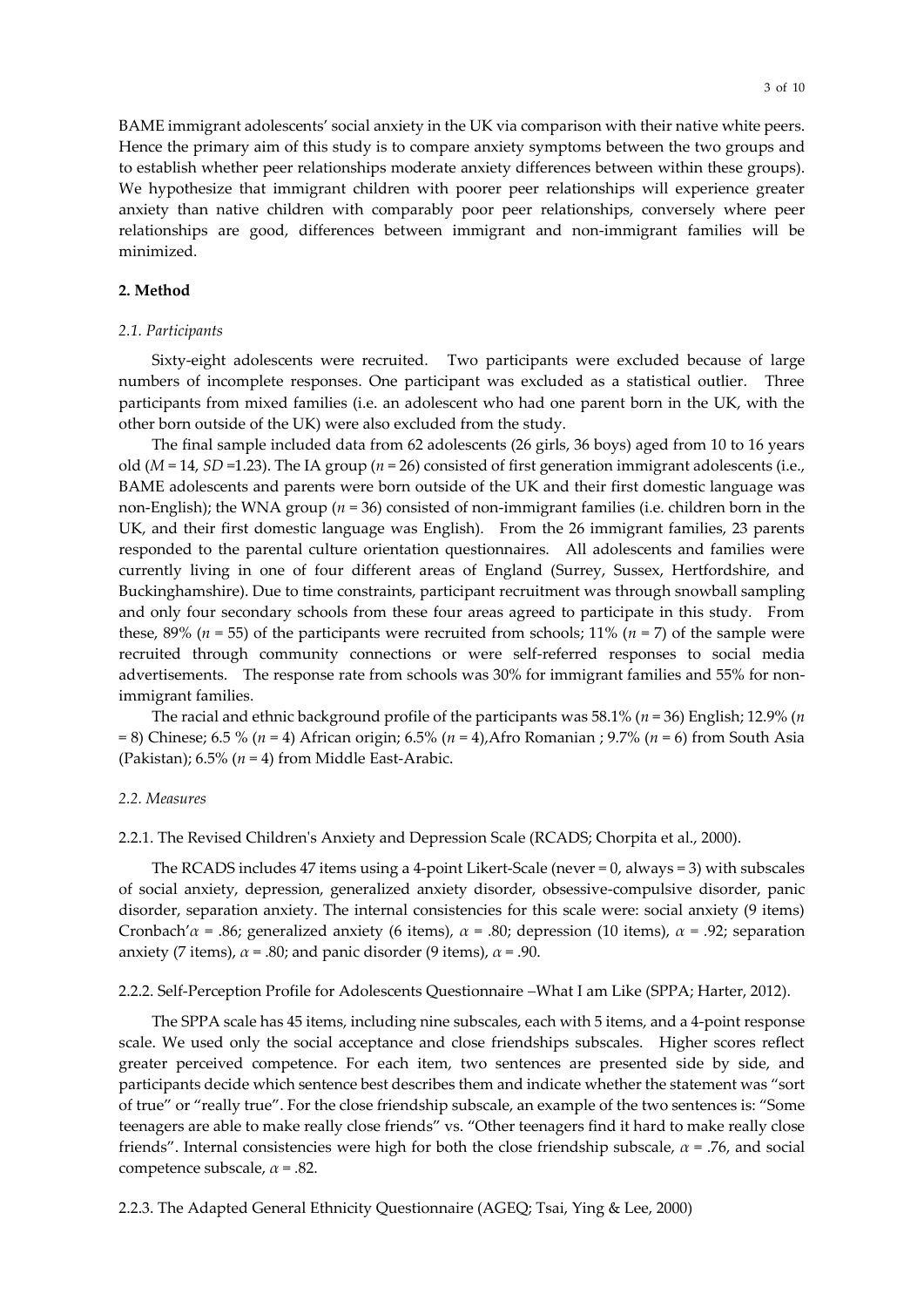BAME immigrant adolescents' social anxiety in the UK via comparison with their native white peers. Hence the primary aim of this study is to compare anxiety symptoms between the two groups and to establish whether peer relationships moderate anxiety differences between within these groups). We hypothesize that immigrant children with poorer peer relationships will experience greater anxiety than native children with comparably poor peer relationships, conversely where peer relationships are good, differences between immigrant and non-immigrant families will be minimized.

## 2. Method

### *2.1. Participants*

Sixty-eight adolescents were recruited. Two participants were excluded because of large numbers of incomplete responses. One participant was excluded as a statistical outlier. Three participants from mixed families (i.e. an adolescent who had one parent born in the UK, with the other born outside of the UK) were also excluded from the study.

The final sample included data from 62 adolescents (26 girls, 36 boys) aged from 10 to 16 years old ($M$ = 14, $SD$ =1.23). The IA group ($n$ = 26) consisted of first generation immigrant adolescents (i.e., BAME adolescents and parents were born outside of the UK and their first domestic language was non-English); the WNA group ($n$ = 36) consisted of non-immigrant families (i.e. children born in the UK, and their first domestic language was English). From the 26 immigrant families, 23 parents responded to the parental culture orientation questionnaires. All adolescents and families were currently living in one of four different areas of England (Surrey, Sussex, Hertfordshire, and Buckinghamshire). Due to time constraints, participant recruitment was through snowball sampling and only four secondary schools from these four areas agreed to participate in this study. From these, 89% ($n$ = 55) of the participants were recruited from schools; 11% ($n$ = 7) of the sample were recruited through community connections or were self-referred responses to social media advertisements. The response rate from schools was 30% for immigrant families and 55% for non-immigrant families.

The racial and ethnic background profile of the participants was 58.1% ($n$ = 36) English; 12.9% ($n$ = 8) Chinese; 6.5 % ($n$ = 4) African origin; 6.5% ($n$ = 4),Afro Romanian ; 9.7% ($n$ = 6) from South Asia (Pakistan); 6.5% ($n$ = 4) from Middle East-Arabic.

### *2.2. Measures*

2.2.1. The Revised Children's Anxiety and Depression Scale (RCADS; Chorpita et al., 2000).

The RCADS includes 47 items using a 4-point Likert-Scale (never = 0, always = 3) with subscales of social anxiety, depression, generalized anxiety disorder, obsessive-compulsive disorder, panic disorder, separation anxiety. The internal consistencies for this scale were: social anxiety (9 items) Cronbach'$\alpha$ = .86; generalized anxiety (6 items), $\alpha$ = .80; depression (10 items), $\alpha$ = .92; separation anxiety (7 items), $\alpha$ = .80; and panic disorder (9 items), $\alpha$ = .90.

2.2.2. Self-Perception Profile for Adolescents Questionnaire –What I am Like (SPPA; Harter, 2012).

The SPPA scale has 45 items, including nine subscales, each with 5 items, and a 4-point response scale. We used only the social acceptance and close friendships subscales. Higher scores reflect greater perceived competence. For each item, two sentences are presented side by side, and participants decide which sentence best describes them and indicate whether the statement was "sort of true" or "really true". For the close friendship subscale, an example of the two sentences is: "Some teenagers are able to make really close friends" vs. "Other teenagers find it hard to make really close friends". Internal consistencies were high for both the close friendship subscale, $\alpha$ = .76, and social competence subscale, $\alpha$ = .82.

2.2.3. The Adapted General Ethnicity Questionnaire (AGEQ; Tsai, Ying & Lee, 2000)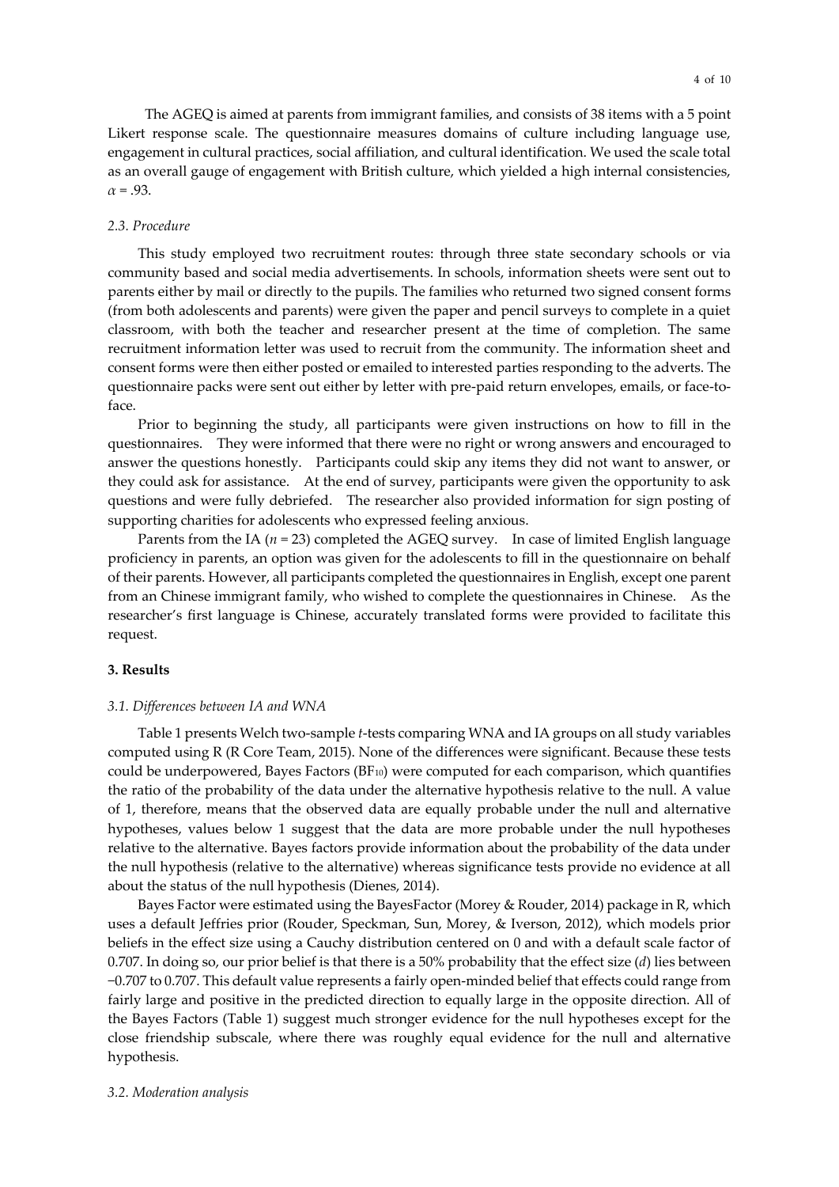The AGEQ is aimed at parents from immigrant families, and consists of 38 items with a 5 point Likert response scale. The questionnaire measures domains of culture including language use, engagement in cultural practices, social affiliation, and cultural identification. We used the scale total as an overall gauge of engagement with British culture, which yielded a high internal consistencies, $\alpha = .93$.

### *2.3. Procedure*

This study employed two recruitment routes: through three state secondary schools or via community based and social media advertisements. In schools, information sheets were sent out to parents either by mail or directly to the pupils. The families who returned two signed consent forms (from both adolescents and parents) were given the paper and pencil surveys to complete in a quiet classroom, with both the teacher and researcher present at the time of completion. The same recruitment information letter was used to recruit from the community. The information sheet and consent forms were then either posted or emailed to interested parties responding to the adverts. The questionnaire packs were sent out either by letter with pre-paid return envelopes, emails, or face-to-face.

Prior to beginning the study, all participants were given instructions on how to fill in the questionnaires. They were informed that there were no right or wrong answers and encouraged to answer the questions honestly. Participants could skip any items they did not want to answer, or they could ask for assistance. At the end of survey, participants were given the opportunity to ask questions and were fully debriefed. The researcher also provided information for sign posting of supporting charities for adolescents who expressed feeling anxious.

Parents from the IA ($n = 23$) completed the AGEQ survey. In case of limited English language proficiency in parents, an option was given for the adolescents to fill in the questionnaire on behalf of their parents. However, all participants completed the questionnaires in English, except one parent from an Chinese immigrant family, who wished to complete the questionnaires in Chinese. As the researcher's first language is Chinese, accurately translated forms were provided to facilitate this request.

## **3. Results**

### *3.1. Differences between IA and WNA*

Table 1 presents Welch two-sample *t*-tests comparing WNA and IA groups on all study variables computed using R (R Core Team, 2015). None of the differences were significant. Because these tests could be underpowered, Bayes Factors ($BF_{10}$) were computed for each comparison, which quantifies the ratio of the probability of the data under the alternative hypothesis relative to the null. A value of 1, therefore, means that the observed data are equally probable under the null and alternative hypotheses, values below 1 suggest that the data are more probable under the null hypotheses relative to the alternative. Bayes factors provide information about the probability of the data under the null hypothesis (relative to the alternative) whereas significance tests provide no evidence at all about the status of the null hypothesis (Dienes, 2014).

Bayes Factor were estimated using the BayesFactor (Morey & Rouder, 2014) package in R, which uses a default Jeffries prior (Rouder, Speckman, Sun, Morey, & Iverson, 2012), which models prior beliefs in the effect size using a Cauchy distribution centered on 0 and with a default scale factor of 0.707. In doing so, our prior belief is that there is a 50% probability that the effect size ($d$) lies between −0.707 to 0.707. This default value represents a fairly open-minded belief that effects could range from fairly large and positive in the predicted direction to equally large in the opposite direction. All of the Bayes Factors (Table 1) suggest much stronger evidence for the null hypotheses except for the close friendship subscale, where there was roughly equal evidence for the null and alternative hypothesis.

### *3.2. Moderation analysis*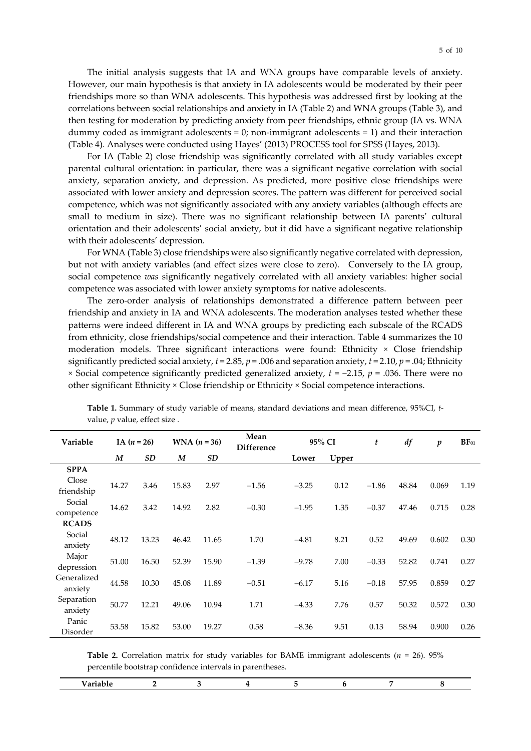The initial analysis suggests that IA and WNA groups have comparable levels of anxiety. However, our main hypothesis is that anxiety in IA adolescents would be moderated by their peer friendships more so than WNA adolescents. This hypothesis was addressed first by looking at the correlations between social relationships and anxiety in IA (Table 2) and WNA groups (Table 3), and then testing for moderation by predicting anxiety from peer friendships, ethnic group (IA vs. WNA dummy coded as immigrant adolescents = 0; non-immigrant adolescents = 1) and their interaction (Table 4). Analyses were conducted using Hayes' (2013) PROCESS tool for SPSS (Hayes, 2013).

For IA (Table 2) close friendship was significantly correlated with all study variables except parental cultural orientation: in particular, there was a significant negative correlation with social anxiety, separation anxiety, and depression. As predicted, more positive close friendships were associated with lower anxiety and depression scores. The pattern was different for perceived social competence, which was not significantly associated with any anxiety variables (although effects are small to medium in size). There was no significant relationship between IA parents' cultural orientation and their adolescents' social anxiety, but it did have a significant negative relationship with their adolescents' depression.

For WNA (Table 3) close friendships were also significantly negative correlated with depression, but not with anxiety variables (and effect sizes were close to zero). Conversely to the IA group, social competence *was* significantly negatively correlated with all anxiety variables: higher social competence was associated with lower anxiety symptoms for native adolescents.

The zero-order analysis of relationships demonstrated a difference pattern between peer friendship and anxiety in IA and WNA adolescents. The moderation analyses tested whether these patterns were indeed different in IA and WNA groups by predicting each subscale of the RCADS from ethnicity, close friendships/social competence and their interaction. Table 4 summarizes the 10 moderation models. Three significant interactions were found: Ethnicity × Close friendship significantly predicted social anxiety, $t = 2.85$, $p = .006$ and separation anxiety, $t = 2.10$, $p = .04$; Ethnicity × Social competence significantly predicted generalized anxiety, $t = -2.15$, $p = .036$. There were no other significant Ethnicity × Close friendship or Ethnicity × Social competence interactions.

**Table 1.** Summary of study variable of means, standard deviations and mean difference, 95%CI, *t*-value, *p* value, effect size .

| Variable | IA ($n = 26$) | | WNA ($n = 36$) | | Mean Difference | 95% CI | | $t$ | $df$ | $p$ | $BF_{01}$ |
|---|---|---|---|---|---|---|---|---|---|---|---|
| | $M$ | $SD$ | $M$ | $SD$ | | Lower | Upper | | | | |
| **SPPA** | | | | | | | | | | | |
| Close friendship | 14.27 | 3.46 | 15.83 | 2.97 | −1.56 | −3.25 | 0.12 | −1.86 | 48.84 | 0.069 | 1.19 |
| Social competence | 14.62 | 3.42 | 14.92 | 2.82 | −0.30 | −1.95 | 1.35 | −0.37 | 47.46 | 0.715 | 0.28 |
| **RCADS** | | | | | | | | | | | |
| Social anxiety | 48.12 | 13.23 | 46.42 | 11.65 | 1.70 | −4.81 | 8.21 | 0.52 | 49.69 | 0.602 | 0.30 |
| Major depression | 51.00 | 16.50 | 52.39 | 15.90 | −1.39 | −9.78 | 7.00 | −0.33 | 52.82 | 0.741 | 0.27 |
| Generalized anxiety | 44.58 | 10.30 | 45.08 | 11.89 | −0.51 | −6.17 | 5.16 | −0.18 | 57.95 | 0.859 | 0.27 |
| Separation anxiety | 50.77 | 12.21 | 49.06 | 10.94 | 1.71 | −4.33 | 7.76 | 0.57 | 50.32 | 0.572 | 0.30 |
| Panic Disorder | 53.58 | 15.82 | 53.00 | 19.27 | 0.58 | −8.36 | 9.51 | 0.13 | 58.94 | 0.900 | 0.26 |

**Table 2.** Correlation matrix for study variables for BAME immigrant adolescents ($n = 26$). 95% percentile bootstrap confidence intervals in parentheses.

| Variable | 2 | 3 | 4 | 5 | 6 | 7 | 8 |
|---|---|---|---|---|---|---|---|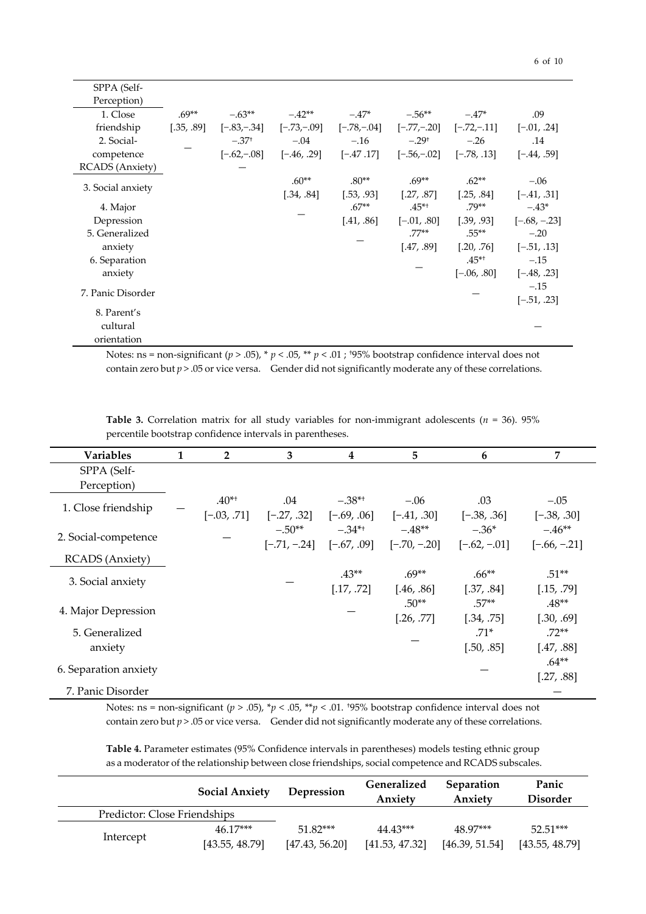| | | | | | | | |
|---|---|---|---|---|---|---|---|
| SPPA (Self-Perception) | | | | | | | |
| 1. Close friendship | .69** [.35, .89] | −.63** [−.83,−.34] | −.42** [−.73,−.09] | −.47* [−.78,−.04] | −.56** [−.77,−.20] | −.47* [−.72,−.11] | .09 [−.01, .24] |
| 2. Social-competence | — | −.37† [−.62,−.08] | −.04 [−.46, .29] | −.16 [−.47 .17] | −.29† [−.56,−.02] | −.26 [−.78, .13] | .14 [−.44, .59] |
| RCADS (Anxiety) | | — | | | | | |
| 3. Social anxiety | | | .60** [.34, .84] | .80** [.53, .93] | .69** [.27, .87] | .62** [.25, .84] | −.06 [−.41, .31] |
| 4. Major Depression | | | — | .67** [.41, .86] | .45*† [−.01, .80] | .79** [.39, .93] | −.43* [−.68, −.23] |
| 5. Generalized anxiety | | | | — | .77** [.47, .89] | .55** [.20, .76] | −.20 [−.51, .13] |
| 6. Separation anxiety | | | | | — | .45*† [−.06, .80] | −.15 [−.48, .23] |
| 7. Panic Disorder | | | | | | — | −.15 [−.51, .23] |
| 8. Parent's cultural orientation | | | | | | | — |

Notes: ns = non-significant ($p > .05$), * $p < .05$, ** $p < .01$ ; †95% bootstrap confidence interval does not contain zero but $p > .05$ or vice versa. Gender did not significantly moderate any of these correlations.

**Table 3.** Correlation matrix for all study variables for non-immigrant adolescents ($n = 36$). 95% percentile bootstrap confidence intervals in parentheses.

| Variables | 1 | 2 | 3 | 4 | 5 | 6 | 7 |
|---|---|---|---|---|---|---|---|
| SPPA (Self-Perception) | | | | | | | |
| 1. Close friendship | — | .40*† [−.03, .71] | .04 [−.27, .32] | −.38*† [−.69, .06] | −.06 [−.41, .30] | .03 [−.38, .36] | −.05 [−.38, .30] |
| 2. Social-competence | | — | −.50** [−.71, −.24] | −.34*† [−.67, .09] | −.48** [−.70, −.20] | −.36* [−.62, −.01] | −.46** [−.66, −.21] |
| RCADS (Anxiety) | | | | | | | |
| 3. Social anxiety | | | — | .43** [.17, .72] | .69** [.46, .86] | .66** [.37, .84] | .51** [.15, .79] |
| 4. Major Depression | | | | — | .50** [.26, .77] | .57** [.34, .75] | .48** [.30, .69] |
| 5. Generalized anxiety | | | | | — | .71* [.50, .85] | .72** [.47, .88] |
| 6. Separation anxiety | | | | | | — | .64** [.27, .88] |
| 7. Panic Disorder | | | | | | | — |

Notes: ns = non-significant ($p > .05$), *$p < .05$, **$p < .01$. †95% bootstrap confidence interval does not contain zero but $p > .05$ or vice versa. Gender did not significantly moderate any of these correlations.

**Table 4.** Parameter estimates (95% Confidence intervals in parentheses) models testing ethnic group as a moderator of the relationship between close friendships, social competence and RCADS subscales.

| | Social Anxiety | Depression | Generalized Anxiety | Separation Anxiety | Panic Disorder |
|---|---|---|---|---|---|
| Predictor: Close Friendships | | | | | |
| Intercept | 46.17*** [43.55, 48.79] | 51.82*** [47.43, 56.20] | 44.43*** [41.53, 47.32] | 48.97*** [46.39, 51.54] | 52.51*** [43.55, 48.79] |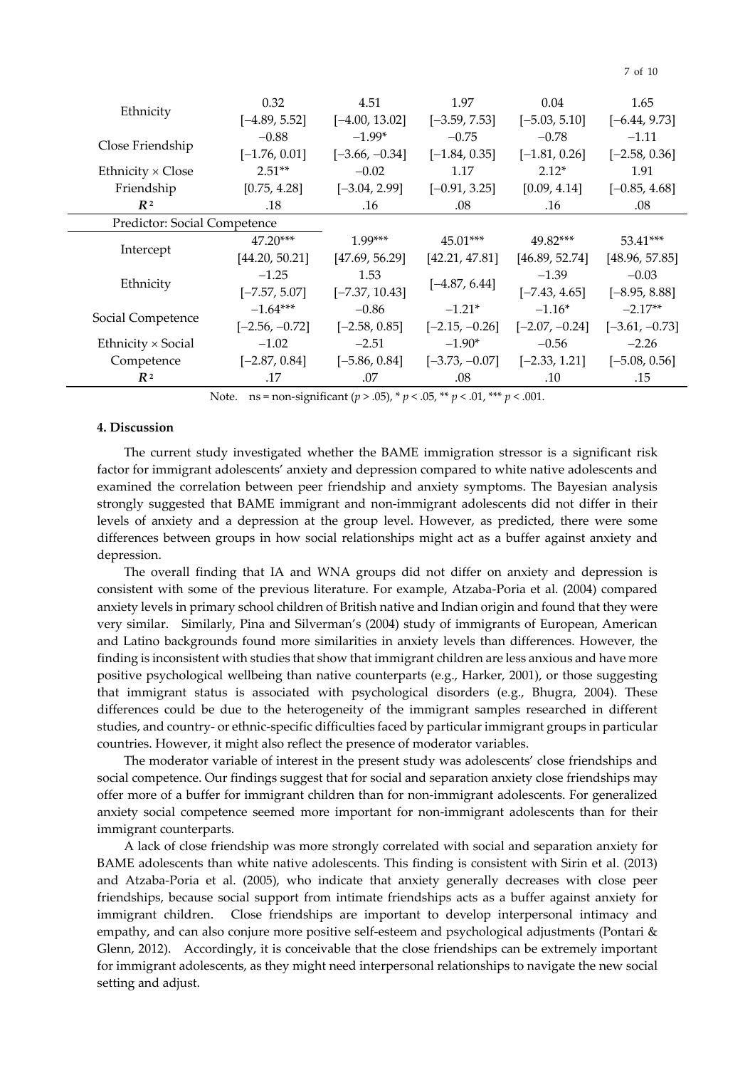| | | | | | |
|---|---|---|---|---|---|
| Ethnicity | 0.32 [−4.89, 5.52] | 4.51 [−4.00, 13.02] | 1.97 [−3.59, 7.53] | 0.04 [−5.03, 5.10] | 1.65 [−6.44, 9.73] |
| Close Friendship | −0.88 [−1.76, 0.01] | −1.99* [−3.66, −0.34] | −0.75 [−1.84, 0.35] | −0.78 [−1.81, 0.26] | −1.11 [−2.58, 0.36] |
| Ethnicity × Close Friendship | 2.51** [0.75, 4.28] | −0.02 [−3.04, 2.99] | 1.17 [−0.91, 3.25] | 2.12* [0.09, 4.14] | 1.91 [−0.85, 4.68] |
| $R^2$ | .18 | .16 | .08 | .16 | .08 |
| Predictor: Social Competence | | | | | |
| Intercept | 47.20*** [44.20, 50.21] | 1.99*** [47.69, 56.29] | 45.01*** [42.21, 47.81] | 49.82*** [46.89, 52.74] | 53.41*** [48.96, 57.85] |
| Ethnicity | −1.25 [−7.57, 5.07] | 1.53 [−7.37, 10.43] | [−4.87, 6.44] | −1.39 [−7.43, 4.65] | −0.03 [−8.95, 8.88] |
| Social Competence | −1.64*** [−2.56, −0.72] | −0.86 [−2.58, 0.85] | −1.21* [−2.15, −0.26] | −1.16* [−2.07, −0.24] | −2.17** [−3.61, −0.73] |
| Ethnicity × Social Competence | −1.02 [−2.87, 0.84] | −2.51 [−5.86, 0.84] | −1.90* [−3.73, −0.07] | −0.56 [−2.33, 1.21] | −2.26 [−5.08, 0.56] |
| $R^2$ | .17 | .07 | .08 | .10 | .15 |

Note. ns = non-significant ($p > .05$), * $p < .05$, ** $p < .01$, *** $p < .001$.

**4. Discussion**

The current study investigated whether the BAME immigration stressor is a significant risk factor for immigrant adolescents' anxiety and depression compared to white native adolescents and examined the correlation between peer friendship and anxiety symptoms. The Bayesian analysis strongly suggested that BAME immigrant and non-immigrant adolescents did not differ in their levels of anxiety and a depression at the group level. However, as predicted, there were some differences between groups in how social relationships might act as a buffer against anxiety and depression.

The overall finding that IA and WNA groups did not differ on anxiety and depression is consistent with some of the previous literature. For example, Atzaba-Poria et al. (2004) compared anxiety levels in primary school children of British native and Indian origin and found that they were very similar. Similarly, Pina and Silverman's (2004) study of immigrants of European, American and Latino backgrounds found more similarities in anxiety levels than differences. However, the finding is inconsistent with studies that show that immigrant children are less anxious and have more positive psychological wellbeing than native counterparts (e.g., Harker, 2001), or those suggesting that immigrant status is associated with psychological disorders (e.g., Bhugra, 2004). These differences could be due to the heterogeneity of the immigrant samples researched in different studies, and country- or ethnic-specific difficulties faced by particular immigrant groups in particular countries. However, it might also reflect the presence of moderator variables.

The moderator variable of interest in the present study was adolescents' close friendships and social competence. Our findings suggest that for social and separation anxiety close friendships may offer more of a buffer for immigrant children than for non-immigrant adolescents. For generalized anxiety social competence seemed more important for non-immigrant adolescents than for their immigrant counterparts.

A lack of close friendship was more strongly correlated with social and separation anxiety for BAME adolescents than white native adolescents. This finding is consistent with Sirin et al. (2013) and Atzaba-Poria et al. (2005), who indicate that anxiety generally decreases with close peer friendships, because social support from intimate friendships acts as a buffer against anxiety for immigrant children. Close friendships are important to develop interpersonal intimacy and empathy, and can also conjure more positive self-esteem and psychological adjustments (Pontari & Glenn, 2012). Accordingly, it is conceivable that the close friendships can be extremely important for immigrant adolescents, as they might need interpersonal relationships to navigate the new social setting and adjust.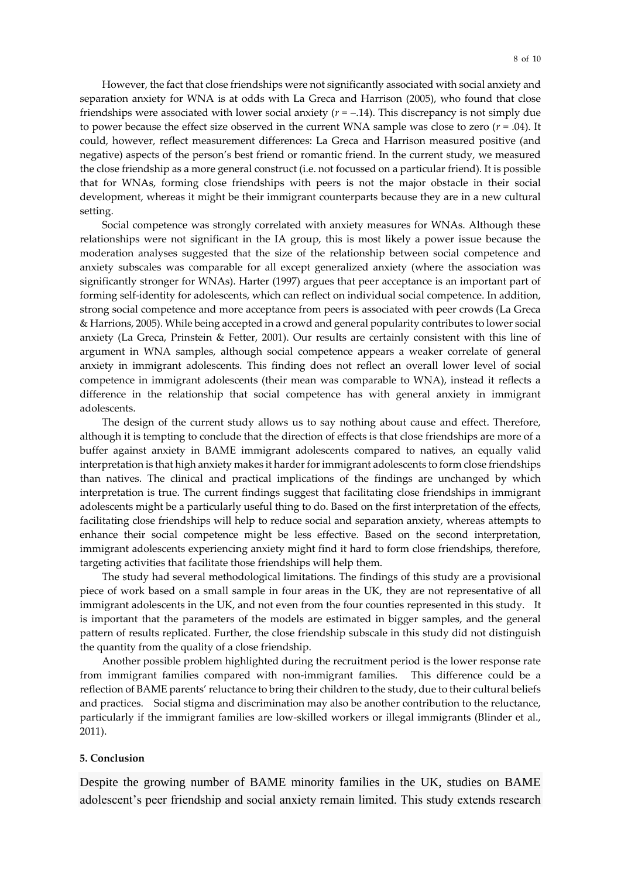However, the fact that close friendships were not significantly associated with social anxiety and separation anxiety for WNA is at odds with La Greca and Harrison (2005), who found that close friendships were associated with lower social anxiety ($r = -.14$). This discrepancy is not simply due to power because the effect size observed in the current WNA sample was close to zero ($r = .04$). It could, however, reflect measurement differences: La Greca and Harrison measured positive (and negative) aspects of the person's best friend or romantic friend. In the current study, we measured the close friendship as a more general construct (i.e. not focussed on a particular friend). It is possible that for WNAs, forming close friendships with peers is not the major obstacle in their social development, whereas it might be their immigrant counterparts because they are in a new cultural setting.

Social competence was strongly correlated with anxiety measures for WNAs. Although these relationships were not significant in the IA group, this is most likely a power issue because the moderation analyses suggested that the size of the relationship between social competence and anxiety subscales was comparable for all except generalized anxiety (where the association was significantly stronger for WNAs). Harter (1997) argues that peer acceptance is an important part of forming self-identity for adolescents, which can reflect on individual social competence. In addition, strong social competence and more acceptance from peers is associated with peer crowds (La Greca & Harrions, 2005). While being accepted in a crowd and general popularity contributes to lower social anxiety (La Greca, Prinstein & Fetter, 2001). Our results are certainly consistent with this line of argument in WNA samples, although social competence appears a weaker correlate of general anxiety in immigrant adolescents. This finding does not reflect an overall lower level of social competence in immigrant adolescents (their mean was comparable to WNA), instead it reflects a difference in the relationship that social competence has with general anxiety in immigrant adolescents.

The design of the current study allows us to say nothing about cause and effect. Therefore, although it is tempting to conclude that the direction of effects is that close friendships are more of a buffer against anxiety in BAME immigrant adolescents compared to natives, an equally valid interpretation is that high anxiety makes it harder for immigrant adolescents to form close friendships than natives. The clinical and practical implications of the findings are unchanged by which interpretation is true. The current findings suggest that facilitating close friendships in immigrant adolescents might be a particularly useful thing to do. Based on the first interpretation of the effects, facilitating close friendships will help to reduce social and separation anxiety, whereas attempts to enhance their social competence might be less effective. Based on the second interpretation, immigrant adolescents experiencing anxiety might find it hard to form close friendships, therefore, targeting activities that facilitate those friendships will help them.

The study had several methodological limitations. The findings of this study are a provisional piece of work based on a small sample in four areas in the UK, they are not representative of all immigrant adolescents in the UK, and not even from the four counties represented in this study. It is important that the parameters of the models are estimated in bigger samples, and the general pattern of results replicated. Further, the close friendship subscale in this study did not distinguish the quantity from the quality of a close friendship.

Another possible problem highlighted during the recruitment period is the lower response rate from immigrant families compared with non-immigrant families. This difference could be a reflection of BAME parents' reluctance to bring their children to the study, due to their cultural beliefs and practices. Social stigma and discrimination may also be another contribution to the reluctance, particularly if the immigrant families are low-skilled workers or illegal immigrants (Blinder et al., 2011).

## 5. Conclusion

Despite the growing number of BAME minority families in the UK, studies on BAME adolescent's peer friendship and social anxiety remain limited. This study extends research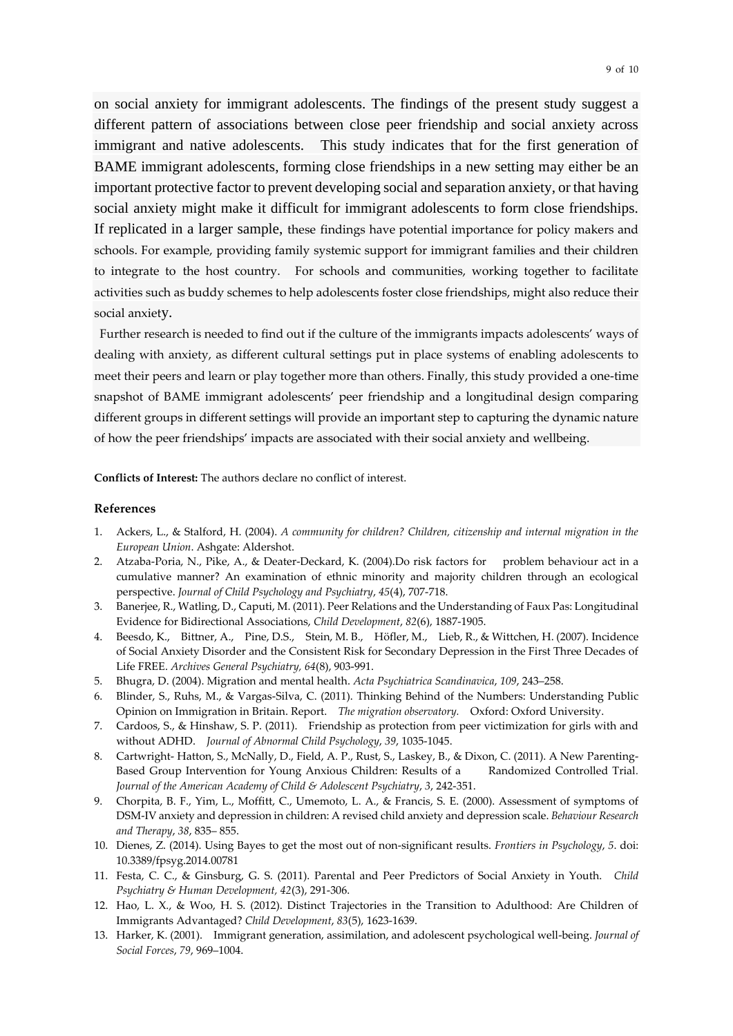on social anxiety for immigrant adolescents. The findings of the present study suggest a different pattern of associations between close peer friendship and social anxiety across immigrant and native adolescents. This study indicates that for the first generation of BAME immigrant adolescents, forming close friendships in a new setting may either be an important protective factor to prevent developing social and separation anxiety, or that having social anxiety might make it difficult for immigrant adolescents to form close friendships. If replicated in a larger sample, these findings have potential importance for policy makers and schools. For example, providing family systemic support for immigrant families and their children to integrate to the host country. For schools and communities, working together to facilitate activities such as buddy schemes to help adolescents foster close friendships, might also reduce their social anxiety.

Further research is needed to find out if the culture of the immigrants impacts adolescents' ways of dealing with anxiety, as different cultural settings put in place systems of enabling adolescents to meet their peers and learn or play together more than others. Finally, this study provided a one-time snapshot of BAME immigrant adolescents' peer friendship and a longitudinal design comparing different groups in different settings will provide an important step to capturing the dynamic nature of how the peer friendships' impacts are associated with their social anxiety and wellbeing.

**Conflicts of Interest:** The authors declare no conflict of interest.

## References

1. Ackers, L., & Stalford, H. (2004). *A community for children? Children, citizenship and internal migration in the European Union*. Ashgate: Aldershot.
2. Atzaba-Poria, N., Pike, A., & Deater-Deckard, K. (2004).Do risk factors for problem behaviour act in a cumulative manner? An examination of ethnic minority and majority children through an ecological perspective. *Journal of Child Psychology and Psychiatry*, *45*(4), 707-718.
3. Banerjee, R., Watling, D., Caputi, M. (2011). Peer Relations and the Understanding of Faux Pas: Longitudinal Evidence for Bidirectional Associations, *Child Development*, *82*(6), 1887-1905.
4. Beesdo, K., Bittner, A., Pine, D.S., Stein, M. B., Höfler, M., Lieb, R., & Wittchen, H. (2007). Incidence of Social Anxiety Disorder and the Consistent Risk for Secondary Depression in the First Three Decades of Life FREE. *Archives General Psychiatry, 64*(8), 903-991.
5. Bhugra, D. (2004). Migration and mental health. *Acta Psychiatrica Scandinavica*, *109*, 243–258.
6. Blinder, S., Ruhs, M., & Vargas-Silva, C. (2011). Thinking Behind of the Numbers: Understanding Public Opinion on Immigration in Britain. Report. *The migration observatory.* Oxford: Oxford University.
7. Cardoos, S., & Hinshaw, S. P. (2011). Friendship as protection from peer victimization for girls with and without ADHD. *Journal of Abnormal Child Psychology*, *39*, 1035-1045.
8. Cartwright- Hatton, S., McNally, D., Field, A. P., Rust, S., Laskey, B., & Dixon, C. (2011). A New Parenting-Based Group Intervention for Young Anxious Children: Results of a Randomized Controlled Trial. *Journal of the American Academy of Child & Adolescent Psychiatry*, *3*, 242-351.
9. Chorpita, B. F., Yim, L., Moffitt, C., Umemoto, L. A., & Francis, S. E. (2000). Assessment of symptoms of DSM-IV anxiety and depression in children: A revised child anxiety and depression scale. *Behaviour Research and Therapy*, *38*, 835– 855.
10. Dienes, Z. (2014). Using Bayes to get the most out of non-significant results. *Frontiers in Psychology*, *5*. doi: 10.3389/fpsyg.2014.00781
11. Festa, C. C., & Ginsburg, G. S. (2011). Parental and Peer Predictors of Social Anxiety in Youth. *Child Psychiatry & Human Development, 42*(3), 291-306.
12. Hao, L. X., & Woo, H. S. (2012). Distinct Trajectories in the Transition to Adulthood: Are Children of Immigrants Advantaged? *Child Development*, *83*(5), 1623-1639.
13. Harker, K. (2001). Immigrant generation, assimilation, and adolescent psychological well-being. *Journal of Social Forces*, *79*, 969–1004.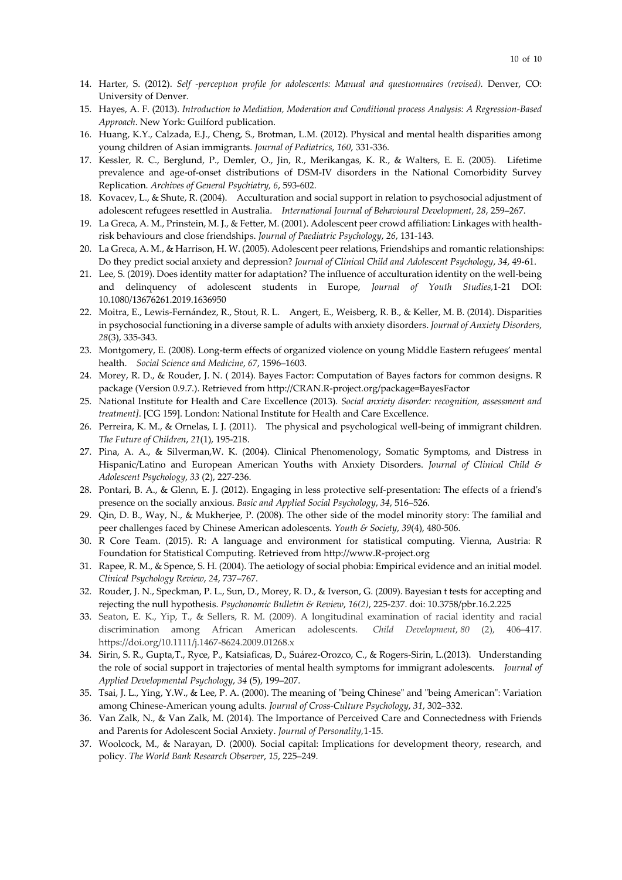14. Harter, S. (2012). *Self -perceptıon profile for adolescents: Manual and questıonnaires (revised).* Denver, CO: University of Denver.
15. Hayes, A. F. (2013). *Introduction to Mediation, Moderation and Conditional process Analysis: A Regression-Based Approach*. New York: Guilford publication.
16. Huang, K.Y., Calzada, E.J., Cheng, S., Brotman, L.M. (2012). Physical and mental health disparities among young children of Asian immigrants. *Journal of Pediatrics*, *160*, 331-336.
17. Kessler, R. C., Berglund, P., Demler, O., Jin, R., Merikangas, K. R., & Walters, E. E. (2005). Lifetime prevalence and age-of-onset distributions of DSM-IV disorders in the National Comorbidity Survey Replication. *Archives of General Psychiatry, 6*, 593-602.
18. Kovacev, L., & Shute, R. (2004). Acculturation and social support in relation to psychosocial adjustment of adolescent refugees resettled in Australia. *International Journal of Behavioural Development*, *28*, 259–267.
19. La Greca, A. M., Prinstein, M. J., & Fetter, M. (2001). Adolescent peer crowd affiliation: Linkages with health-risk behaviours and close friendships. *Journal of Paediatric Psychology*, *26*, 131-143.
20. La Greca, A. M., & Harrison, H. W. (2005). Adolescent peer relations, Friendships and romantic relationships: Do they predict social anxiety and depression? *Journal of Clinical Child and Adolescent Psychology*, *34*, 49-61.
21. Lee, S. (2019). Does identity matter for adaptation? The influence of acculturation identity on the well-being and delinquency of adolescent students in Europe, *Journal of Youth Studies,*1-21 DOI: 10.1080/13676261.2019.1636950
22. Moitra, E., Lewis-Fernández, R., Stout, R. L. Angert, E., Weisberg, R. B., & Keller, M. B. (2014). Disparities in psychosocial functioning in a diverse sample of adults with anxiety disorders. *Journal of Anxiety Disorders*, *28*(3), 335-343.
23. Montgomery, E. (2008). Long-term effects of organized violence on young Middle Eastern refugees' mental health. *Social Science and Medicine*, *67*, 1596–1603.
24. Morey, R. D., & Rouder, J. N. ( 2014). Bayes Factor: Computation of Bayes factors for common designs. R package (Version 0.9.7.). Retrieved from http://CRAN.R-project.org/package=BayesFactor
25. National Institute for Health and Care Excellence (2013). *Social anxiety disorder: recognition, assessment and treatment].* [CG 159]. London: National Institute for Health and Care Excellence.
26. Perreira, K. M., & Ornelas, I. J. (2011). The physical and psychological well-being of immigrant children. *The Future of Children*, *21*(1), 195-218.
27. Pina, A. A., & Silverman,W. K. (2004). Clinical Phenomenology, Somatic Symptoms, and Distress in Hispanic/Latino and European American Youths with Anxiety Disorders. *Journal of Clinical Child & Adolescent Psychology*, *33* (2), 227-236.
28. Pontari, B. A., & Glenn, E. J. (2012). Engaging in less protective self-presentation: The effects of a friend's presence on the socially anxious. *Basic and Applied Social Psychology*, *34*, 516–526.
29. Qin, D. B., Way, N., & Mukherjee, P. (2008). The other side of the model minority story: The familial and peer challenges faced by Chinese American adolescents. *Youth & Society*, *39*(4), 480-506.
30. R Core Team. (2015). R: A language and environment for statistical computing. Vienna, Austria: R Foundation for Statistical Computing. Retrieved from http://www.R-project.org
31. Rapee, R. M., & Spence, S. H. (2004). The aetiology of social phobia: Empirical evidence and an initial model. *Clinical Psychology Review*, *24*, 737–767.
32. Rouder, J. N., Speckman, P. L., Sun, D., Morey, R. D., & Iverson, G. (2009). Bayesian t tests for accepting and rejecting the null hypothesis. *Psychonomic Bulletin & Review*, *16(2)*, 225-237. doi: 10.3758/pbr.16.2.225
33. Seaton, E. K., Yip, T., & Sellers, R. M. (2009). A longitudinal examination of racial identity and racial discrimination among African American adolescents. *Child Development*, *80* (2), 406–417. https://doi.org/10.1111/j.1467-8624.2009.01268.x
34. Sirin, S. R., Gupta,T., Ryce, P., Katsiaficas, D., Suárez-Orozco, C., & Rogers-Sirin, L.(2013). Understanding the role of social support in trajectories of mental health symptoms for immigrant adolescents. *Journal of Applied Developmental Psychology*, *34* (5), 199–207.
35. Tsai, J. L., Ying, Y.W., & Lee, P. A. (2000). The meaning of "being Chinese" and "being American": Variation among Chinese-American young adults. *Journal of Cross-Culture Psychology*, *31*, 302–332.
36. Van Zalk, N., & Van Zalk, M. (2014). The Importance of Perceived Care and Connectedness with Friends and Parents for Adolescent Social Anxiety. *Journal of Personality,*1-15.
37. Woolcock, M., & Narayan, D. (2000). Social capital: Implications for development theory, research, and policy. *The World Bank Research Observer*, *15*, 225–249.